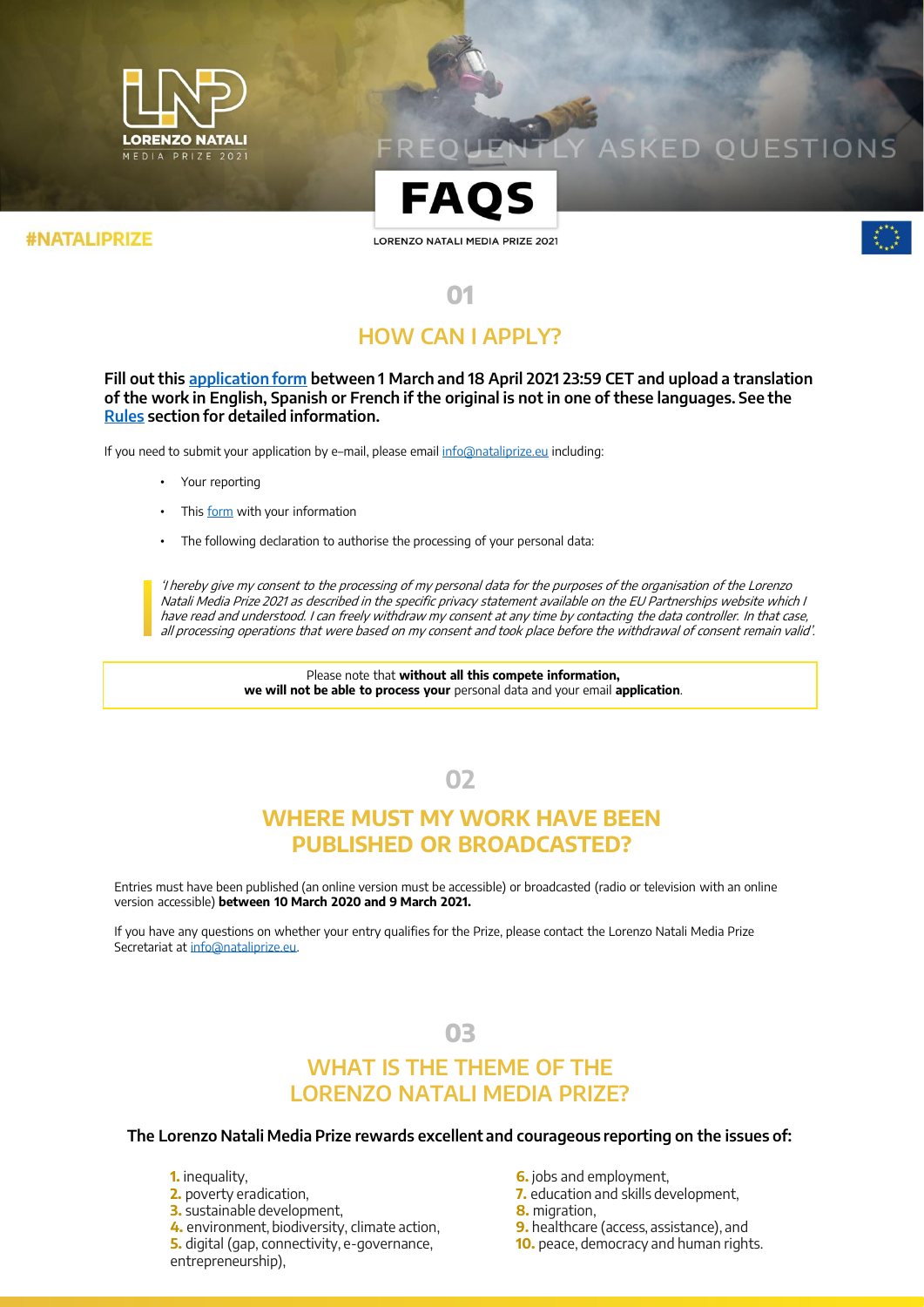LORENZO NATALI
MEDIA PRIZE 2021

# FREQUENTLY ASKED QUESTIONS

# FAQS

LORENZO NATALI MEDIA PRIZE 2021

#NATALIPRIZE

## 01

## HOW CAN I APPLY?

**Fill out this application form between 1 March and 18 April 2021 23:59 CET and upload a translation of the work in English, Spanish or French if the original is not in one of these languages. See the Rules section for detailed information.**

If you need to submit your application by e–mail, please email info@nataliprize.eu including:

- Your reporting
- This form with your information
- The following declaration to authorise the processing of your personal data:

> *'I hereby give my consent to the processing of my personal data for the purposes of the organisation of the Lorenzo Natali Media Prize 2021 as described in the specific privacy statement available on the EU Partnerships website which I have read and understood. I can freely withdraw my consent at any time by contacting the data controller. In that case, all processing operations that were based on my consent and took place before the withdrawal of consent remain valid'.*

Please note that **without all this compete information, we will not be able to process your** personal data and your email **application**.

## 02

## WHERE MUST MY WORK HAVE BEEN PUBLISHED OR BROADCASTED?

Entries must have been published (an online version must be accessible) or broadcasted (radio or television with an online version accessible) **between 10 March 2020 and 9 March 2021.**

If you have any questions on whether your entry qualifies for the Prize, please contact the Lorenzo Natali Media Prize Secretariat at info@nataliprize.eu.

## 03

## WHAT IS THE THEME OF THE LORENZO NATALI MEDIA PRIZE?

**The Lorenzo Natali Media Prize rewards excellent and courageous reporting on the issues of:**

1. inequality,
2. poverty eradication,
3. sustainable development,
4. environment, biodiversity, climate action,
5. digital (gap, connectivity, e-governance, entrepreneurship),
6. jobs and employment,
7. education and skills development,
8. migration,
9. healthcare (access, assistance), and
10. peace, democracy and human rights.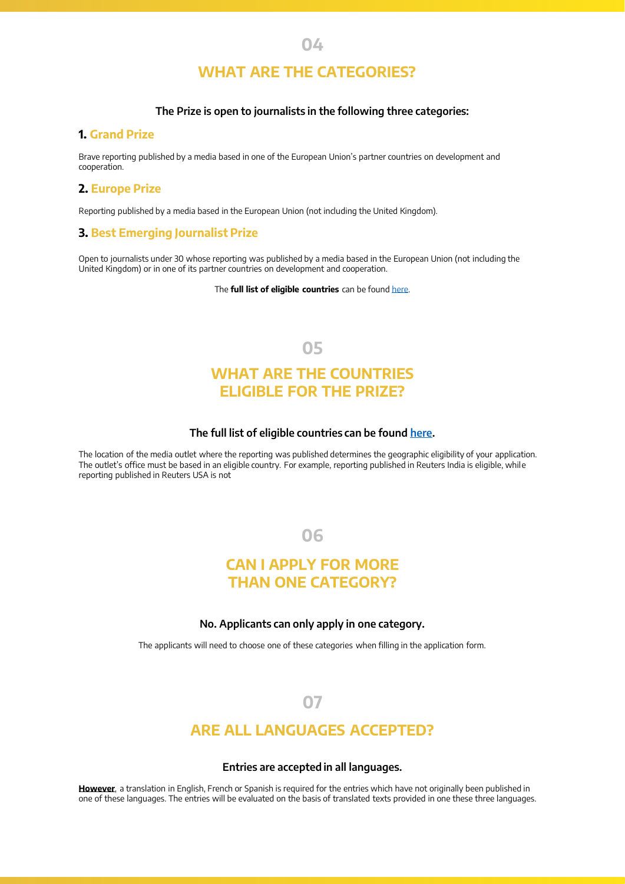## 04

## WHAT ARE THE CATEGORIES?

**The Prize is open to journalists in the following three categories:**

### 1. Grand Prize

Brave reporting published by a media based in one of the European Union's partner countries on development and cooperation.

### 2. Europe Prize

Reporting published by a media based in the European Union (not including the United Kingdom).

### 3. Best Emerging Journalist Prize

Open to journalists under 30 whose reporting was published by a media based in the European Union (not including the United Kingdom) or in one of its partner countries on development and cooperation.

The **full list of eligible countries** can be found here.

## 05

## WHAT ARE THE COUNTRIES ELIGIBLE FOR THE PRIZE?

**The full list of eligible countries can be found here.**

The location of the media outlet where the reporting was published determines the geographic eligibility of your application. The outlet's office must be based in an eligible country. For example, reporting published in Reuters India is eligible, while reporting published in Reuters USA is not

## 06

## CAN I APPLY FOR MORE THAN ONE CATEGORY?

**No. Applicants can only apply in one category.**

The applicants will need to choose one of these categories when filling in the application form.

## 07

## ARE ALL LANGUAGES ACCEPTED?

**Entries are accepted in all languages.**

**However**, a translation in English, French or Spanish is required for the entries which have not originally been published in one of these languages. The entries will be evaluated on the basis of translated texts provided in one these three languages.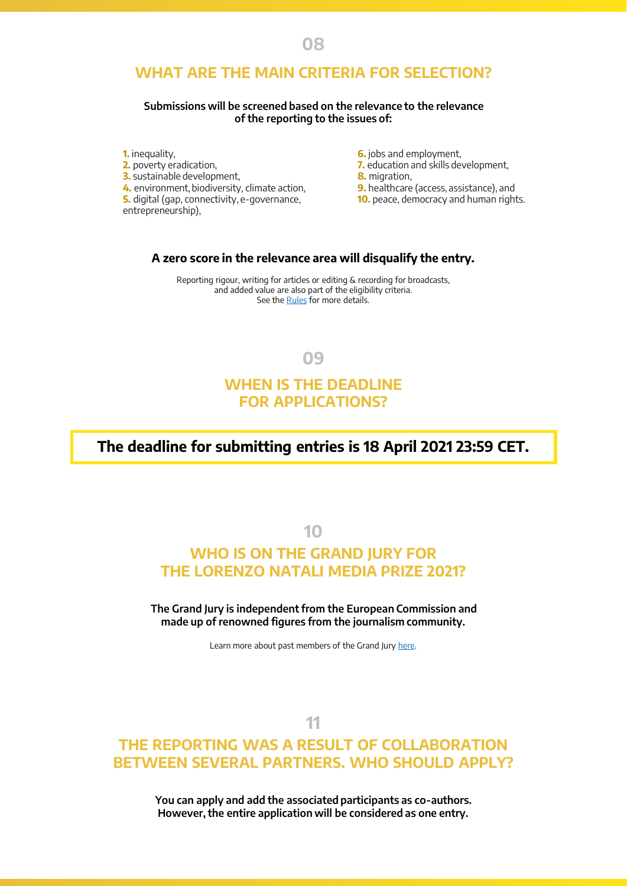## 08

## WHAT ARE THE MAIN CRITERIA FOR SELECTION?

**Submissions will be screened based on the relevance to the relevance of the reporting to the issues of:**

1. inequality,
2. poverty eradication,
3. sustainable development,
4. environment, biodiversity, climate action,
5. digital (gap, connectivity, e-governance, entrepreneurship),
6. jobs and employment,
7. education and skills development,
8. migration,
9. healthcare (access, assistance), and
10. peace, democracy and human rights.

**A zero score in the relevance area will disqualify the entry.**

Reporting rigour, writing for articles or editing & recording for broadcasts, and added value are also part of the eligibility criteria. See the Rules for more details.

## 09

## WHEN IS THE DEADLINE FOR APPLICATIONS?

**The deadline for submitting entries is 18 April 2021 23:59 CET.**

## 10

## WHO IS ON THE GRAND JURY FOR THE LORENZO NATALI MEDIA PRIZE 2021?

**The Grand Jury is independent from the European Commission and made up of renowned figures from the journalism community.**

Learn more about past members of the Grand Jury here.

## 11

## THE REPORTING WAS A RESULT OF COLLABORATION BETWEEN SEVERAL PARTNERS. WHO SHOULD APPLY?

**You can apply and add the associated participants as co-authors. However, the entire application will be considered as one entry.**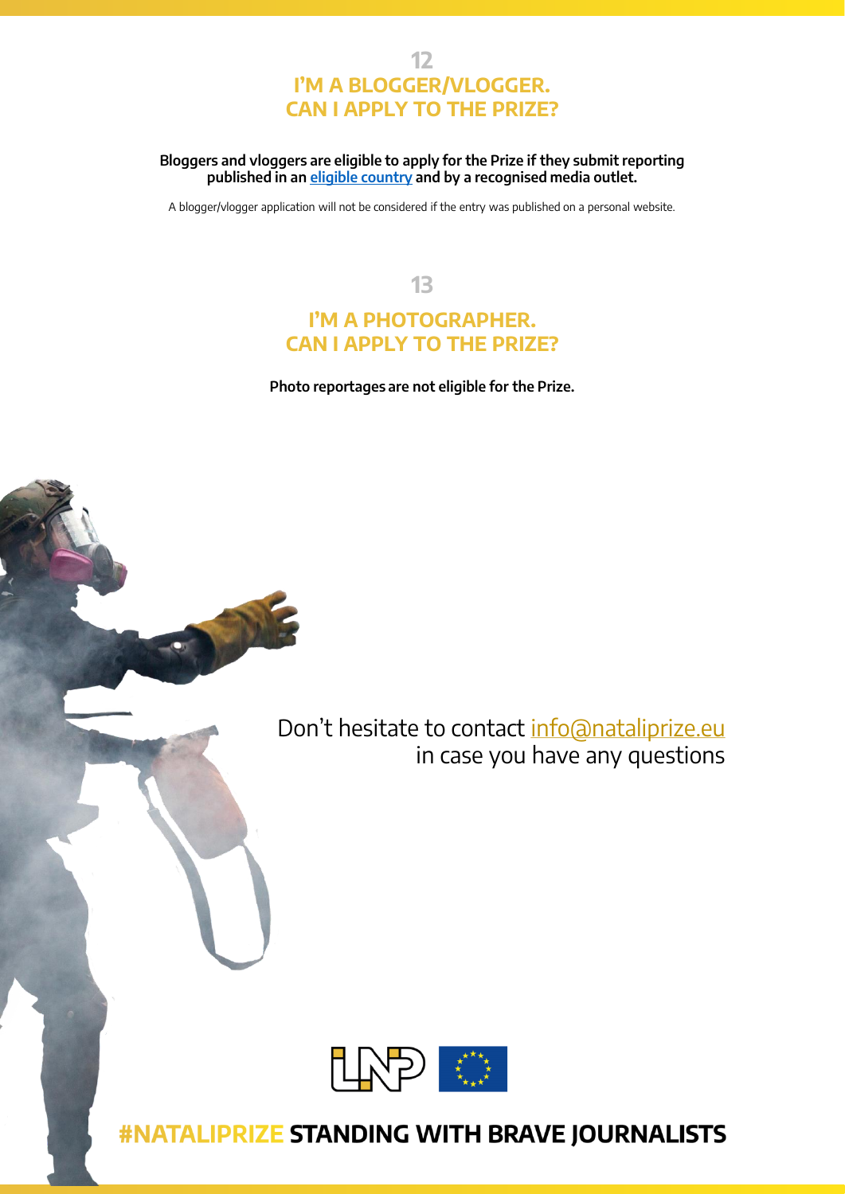## 12
## I'M A BLOGGER/VLOGGER. CAN I APPLY TO THE PRIZE?

**Bloggers and vloggers are eligible to apply for the Prize if they submit reporting published in an eligible country and by a recognised media outlet.**

A blogger/vlogger application will not be considered if the entry was published on a personal website.

## 13
## I'M A PHOTOGRAPHER. CAN I APPLY TO THE PRIZE?

**Photo reportages are not eligible for the Prize.**

Don't hesitate to contact info@nataliprize.eu in case you have any questions

**#NATALIPRIZE STANDING WITH BRAVE JOURNALISTS**